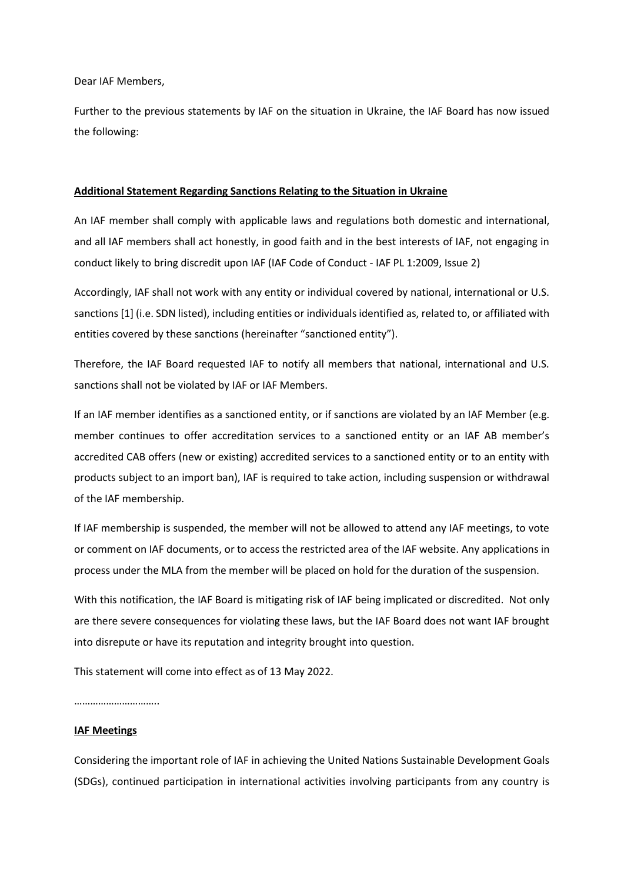Dear IAF Members,

Further to the previous statements by IAF on the situation in Ukraine, the IAF Board has now issued the following:

**Additional Statement Regarding Sanctions Relating to the Situation in Ukraine**

An IAF member shall comply with applicable laws and regulations both domestic and international, and all IAF members shall act honestly, in good faith and in the best interests of IAF, not engaging in conduct likely to bring discredit upon IAF (IAF Code of Conduct - IAF PL 1:2009, Issue 2)

Accordingly, IAF shall not work with any entity or individual covered by national, international or U.S. sanctions [1] (i.e. SDN listed), including entities or individuals identified as, related to, or affiliated with entities covered by these sanctions (hereinafter "sanctioned entity").

Therefore, the IAF Board requested IAF to notify all members that national, international and U.S. sanctions shall not be violated by IAF or IAF Members.

If an IAF member identifies as a sanctioned entity, or if sanctions are violated by an IAF Member (e.g. member continues to offer accreditation services to a sanctioned entity or an IAF AB member's accredited CAB offers (new or existing) accredited services to a sanctioned entity or to an entity with products subject to an import ban), IAF is required to take action, including suspension or withdrawal of the IAF membership.

If IAF membership is suspended, the member will not be allowed to attend any IAF meetings, to vote or comment on IAF documents, or to access the restricted area of the IAF website. Any applications in process under the MLA from the member will be placed on hold for the duration of the suspension.

With this notification, the IAF Board is mitigating risk of IAF being implicated or discredited. Not only are there severe consequences for violating these laws, but the IAF Board does not want IAF brought into disrepute or have its reputation and integrity brought into question.

This statement will come into effect as of 13 May 2022.

…………………………..

**IAF Meetings**

Considering the important role of IAF in achieving the United Nations Sustainable Development Goals (SDGs), continued participation in international activities involving participants from any country is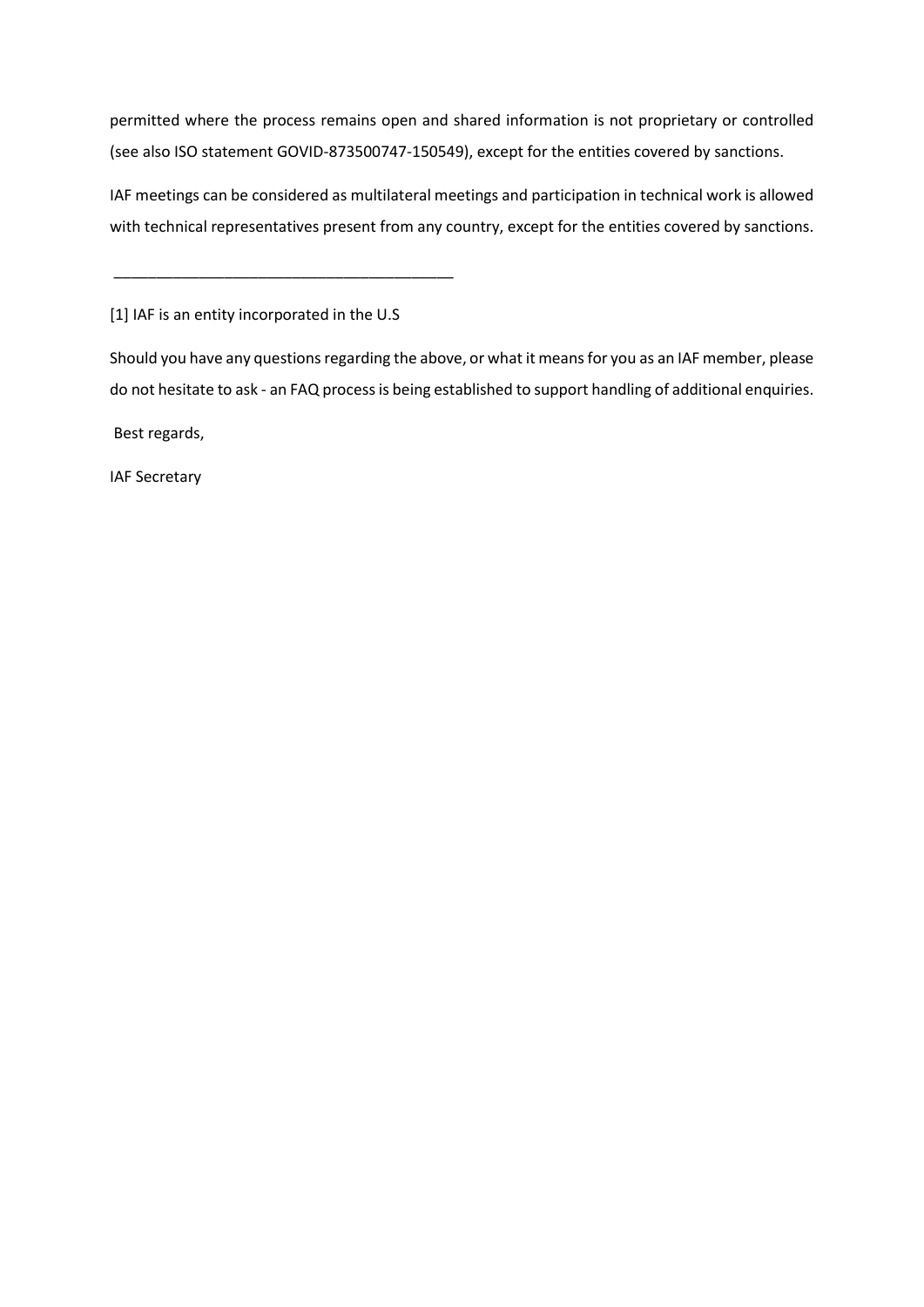permitted where the process remains open and shared information is not proprietary or controlled (see also ISO statement GOVID-873500747-150549), except for the entities covered by sanctions.

IAF meetings can be considered as multilateral meetings and participation in technical work is allowed with technical representatives present from any country, except for the entities covered by sanctions.

---

[1] IAF is an entity incorporated in the U.S

Should you have any questions regarding the above, or what it means for you as an IAF member, please do not hesitate to ask - an FAQ process is being established to support handling of additional enquiries.

Best regards,

IAF Secretary